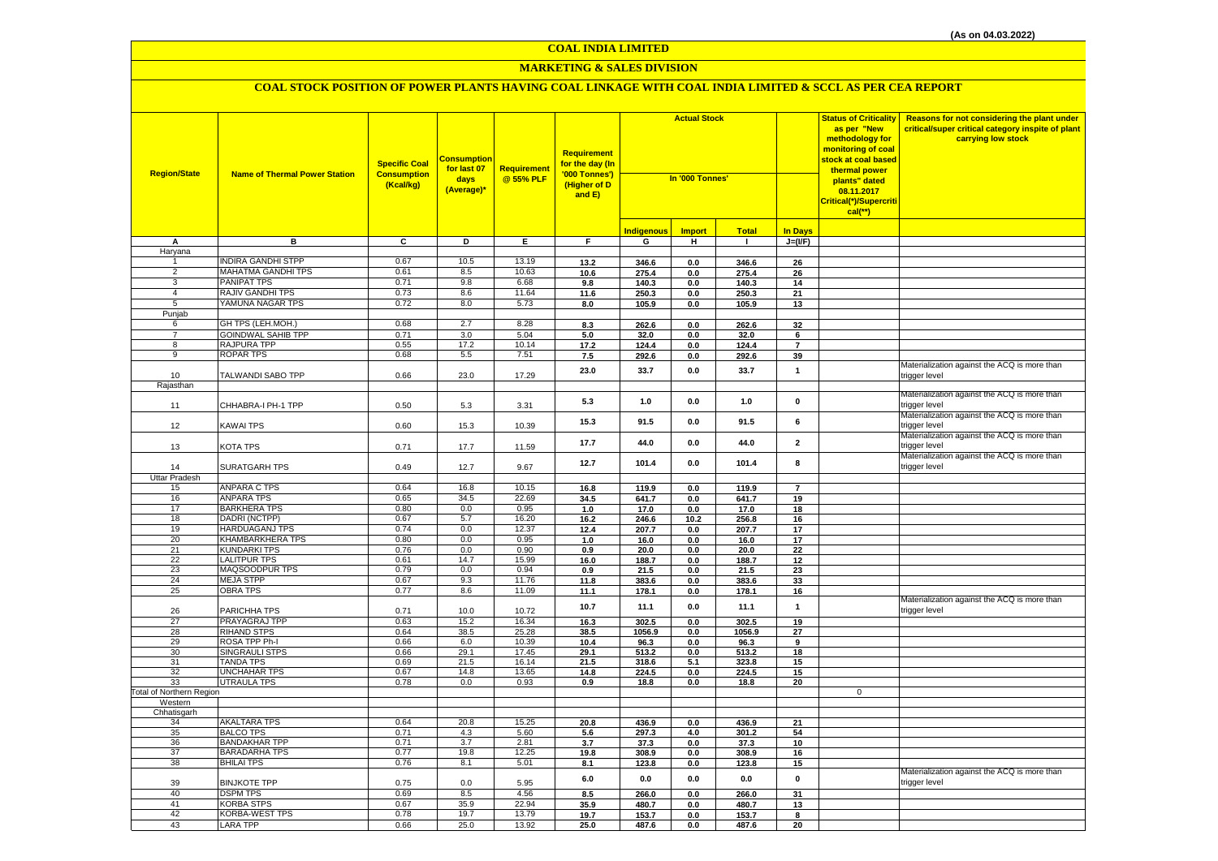(As on 04.03.2022)

# COAL INDIA LIMITED

## MARKETING & SALES DIVISION

### COAL STOCK POSITION OF POWER PLANTS HAVING COAL LINKAGE WITH COAL INDIA LIMITED & SCCL AS PER CEA REPORT

| Region/State | Name of Thermal Power Station | Specific Coal Consumption (Kcal/kg) | Consumption for last 07 days (Average)* | Requirement @ 55% PLF | Requirement for the day (In '000 Tonnes') (Higher of D and E) | Actual Stock In '000 Tonnes' | | | | Status of Criticality as per "New methodology for monitoring of coal stock at coal based thermal power plants" dated 08.11.2017 Critical(*)/Supercritical(**) | Reasons for not considering the plant under critical/super critical category inspite of plant carrying low stock |
|---|---|---|---|---|---|---|---|---|---|---|---|
| | | | | | | Indigenous | Import | Total | In Days | | |
| A | B | C | D | E | F | G | H | I | J=(I/F) | | |
| Haryana | | | | | | | | | | | |
| 1 | INDIRA GANDHI STPP | 0.67 | 10.5 | 13.19 | 13.2 | 346.6 | 0.0 | 346.6 | 26 | | |
| 2 | MAHATMA GANDHI TPS | 0.61 | 8.5 | 10.63 | 10.6 | 275.4 | 0.0 | 275.4 | 26 | | |
| 3 | PANIPAT TPS | 0.71 | 9.8 | 6.68 | 9.8 | 140.3 | 0.0 | 140.3 | 14 | | |
| 4 | RAJIV GANDHI TPS | 0.73 | 8.6 | 11.64 | 11.6 | 250.3 | 0.0 | 250.3 | 21 | | |
| 5 | YAMUNA NAGAR TPS | 0.72 | 8.0 | 5.73 | 8.0 | 105.9 | 0.0 | 105.9 | 13 | | |
| Punjab | | | | | | | | | | | |
| 6 | GH TPS (LEH.MOH.) | 0.68 | 2.7 | 8.28 | 8.3 | 262.6 | 0.0 | 262.6 | 32 | | |
| 7 | GOINDWAL SAHIB TPP | 0.71 | 3.0 | 5.04 | 5.0 | 32.0 | 0.0 | 32.0 | 6 | | |
| 8 | RAJPURA TPP | 0.55 | 17.2 | 10.14 | 17.2 | 124.4 | 0.0 | 124.4 | 7 | | |
| 9 | ROPAR TPS | 0.68 | 5.5 | 7.51 | 7.5 | 292.6 | 0.0 | 292.6 | 39 | | |
| 10 | TALWANDI SABO TPP | 0.66 | 23.0 | 17.29 | 23.0 | 33.7 | 0.0 | 33.7 | 1 | | Materialization against the ACQ is more than trigger level |
| Rajasthan | | | | | | | | | | | |
| 11 | CHHABRA-I PH-1 TPP | 0.50 | 5.3 | 3.31 | 5.3 | 1.0 | 0.0 | 1.0 | 0 | | Materialization against the ACQ is more than trigger level |
| 12 | KAWAI TPS | 0.60 | 15.3 | 10.39 | 15.3 | 91.5 | 0.0 | 91.5 | 6 | | Materialization against the ACQ is more than trigger level |
| 13 | KOTA TPS | 0.71 | 17.7 | 11.59 | 17.7 | 44.0 | 0.0 | 44.0 | 2 | | Materialization against the ACQ is more than trigger level |
| 14 | SURATGARH TPS | 0.49 | 12.7 | 9.67 | 12.7 | 101.4 | 0.0 | 101.4 | 8 | | Materialization against the ACQ is more than trigger level |
| Uttar Pradesh | | | | | | | | | | | |
| 15 | ANPARA C TPS | 0.64 | 16.8 | 10.15 | 16.8 | 119.9 | 0.0 | 119.9 | 7 | | |
| 16 | ANPARA TPS | 0.65 | 34.5 | 22.69 | 34.5 | 641.7 | 0.0 | 641.7 | 19 | | |
| 17 | BARKHERA TPS | 0.80 | 0.0 | 0.95 | 1.0 | 17.0 | 0.0 | 17.0 | 18 | | |
| 18 | DADRI (NCTPP) | 0.67 | 5.7 | 16.20 | 16.2 | 246.6 | 10.2 | 256.8 | 16 | | |
| 19 | HARDUAGANJ TPS | 0.74 | 0.0 | 12.37 | 12.4 | 207.7 | 0.0 | 207.7 | 17 | | |
| 20 | KHAMBARKHERA TPS | 0.80 | 0.0 | 0.95 | 1.0 | 16.0 | 0.0 | 16.0 | 17 | | |
| 21 | KUNDARKI TPS | 0.76 | 0.0 | 0.90 | 0.9 | 20.0 | 0.0 | 20.0 | 22 | | |
| 22 | LALITPUR TPS | 0.61 | 14.7 | 15.99 | 16.0 | 188.7 | 0.0 | 188.7 | 12 | | |
| 23 | MAQSOODPUR TPS | 0.79 | 0.0 | 0.94 | 0.9 | 21.5 | 0.0 | 21.5 | 23 | | |
| 24 | MEJA STPP | 0.67 | 9.3 | 11.76 | 11.8 | 383.6 | 0.0 | 383.6 | 33 | | |
| 25 | OBRA TPS | 0.77 | 8.6 | 11.09 | 11.1 | 178.1 | 0.0 | 178.1 | 16 | | |
| 26 | PARICHHA TPS | 0.71 | 10.0 | 10.72 | 10.7 | 11.1 | 0.0 | 11.1 | 1 | | Materialization against the ACQ is more than trigger level |
| 27 | PRAYAGRAJ TPP | 0.63 | 15.2 | 16.34 | 16.3 | 302.5 | 0.0 | 302.5 | 19 | | |
| 28 | RIHAND STPS | 0.64 | 38.5 | 25.28 | 38.5 | 1056.9 | 0.0 | 1056.9 | 27 | | |
| 29 | ROSA TPP Ph-I | 0.66 | 6.0 | 10.39 | 10.4 | 96.3 | 0.0 | 96.3 | 9 | | |
| 30 | SINGRAULI STPS | 0.66 | 29.1 | 17.45 | 29.1 | 513.2 | 0.0 | 513.2 | 18 | | |
| 31 | TANDA TPS | 0.69 | 21.5 | 16.14 | 21.5 | 318.6 | 5.1 | 323.8 | 15 | | |
| 32 | UNCHAHAR TPS | 0.67 | 14.8 | 13.65 | 14.8 | 224.5 | 0.0 | 224.5 | 15 | | |
| 33 | UTRAULA TPS | 0.78 | 0.0 | 0.93 | 0.9 | 18.8 | 0.0 | 18.8 | 20 | | |
| Total of Northern Region | | | | | | | | | | 0 | |
| Western | | | | | | | | | | | |
| Chhatisgarh | | | | | | | | | | | |
| 34 | AKALTARA TPS | 0.64 | 20.8 | 15.25 | 20.8 | 436.9 | 0.0 | 436.9 | 21 | | |
| 35 | BALCO TPS | 0.71 | 4.3 | 5.60 | 5.6 | 297.3 | 4.0 | 301.2 | 54 | | |
| 36 | BANDAKHAR TPP | 0.71 | 3.7 | 2.81 | 3.7 | 37.3 | 0.0 | 37.3 | 10 | | |
| 37 | BARADARHA TPS | 0.77 | 19.8 | 12.25 | 19.8 | 308.9 | 0.0 | 308.9 | 16 | | |
| 38 | BHILAI TPS | 0.76 | 8.1 | 5.01 | 8.1 | 123.8 | 0.0 | 123.8 | 15 | | |
| 39 | BINJKOTE TPP | 0.75 | 0.0 | 5.95 | 6.0 | 0.0 | 0.0 | 0.0 | 0 | | Materialization against the ACQ is more than trigger level |
| 40 | DSPM TPS | 0.69 | 8.5 | 4.56 | 8.5 | 266.0 | 0.0 | 266.0 | 31 | | |
| 41 | KORBA STPS | 0.67 | 35.9 | 22.94 | 35.9 | 480.7 | 0.0 | 480.7 | 13 | | |
| 42 | KORBA-WEST TPS | 0.78 | 19.7 | 13.79 | 19.7 | 153.7 | 0.0 | 153.7 | 8 | | |
| 43 | LARA TPP | 0.66 | 25.0 | 13.92 | 25.0 | 487.6 | 0.0 | 487.6 | 20 | | |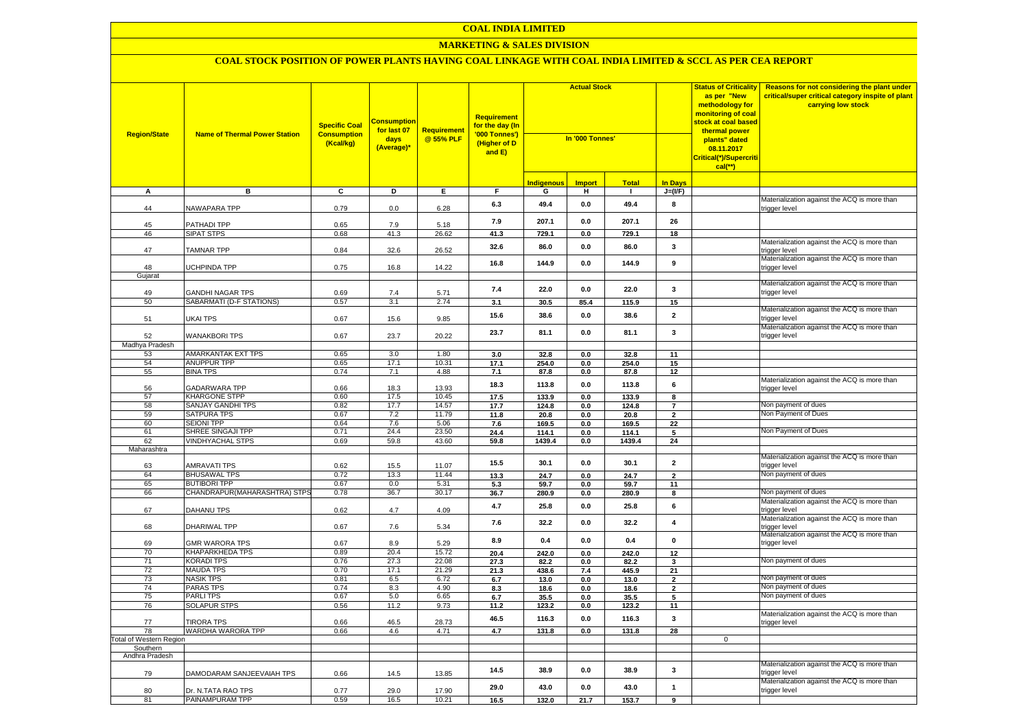# COAL INDIA LIMITED

## MARKETING & SALES DIVISION

### COAL STOCK POSITION OF POWER PLANTS HAVING COAL LINKAGE WITH COAL INDIA LIMITED & SCCL AS PER CEA REPORT

| Region/State | Name of Thermal Power Station | Specific Coal Consumption (Kcal/kg) | Consumption for last 07 days (Average)* | Requirement @ 55% PLF | Requirement for the day (In '000 Tonnes') (Higher of D and E) | Actual Stock In '000 Tonnes' | | | | Status of Criticality as per "New methodology for monitoring of coal stock at coal based thermal power plants" dated 08.11.2017 Critical(*)/Supercritical(**) | Reasons for not considering the plant under critical/super critical category inspite of plant carrying low stock |
|---|---|---|---|---|---|---|---|---|---|---|---|
| | | | | | | Indigenous | Import | Total | In Days | | |
| A | B | C | D | E | F | G | H | I | J=(I/F) | | |
| 44 | NAWAPARA TPP | 0.79 | 0.0 | 6.28 | 6.3 | 49.4 | 0.0 | 49.4 | 8 | | Materialization against the ACQ is more than trigger level |
| 45 | PATHADI TPP | 0.65 | 7.9 | 5.18 | 7.9 | 207.1 | 0.0 | 207.1 | 26 | | |
| 46 | SIPAT STPS | 0.68 | 41.3 | 26.62 | 41.3 | 729.1 | 0.0 | 729.1 | 18 | | |
| 47 | TAMNAR TPP | 0.84 | 32.6 | 26.52 | 32.6 | 86.0 | 0.0 | 86.0 | 3 | | Materialization against the ACQ is more than trigger level |
| 48 | UCHPINDA TPP | 0.75 | 16.8 | 14.22 | 16.8 | 144.9 | 0.0 | 144.9 | 9 | | Materialization against the ACQ is more than trigger level |
| Gujarat | | | | | | | | | | | |
| 49 | GANDHI NAGAR TPS | 0.69 | 7.4 | 5.71 | 7.4 | 22.0 | 0.0 | 22.0 | 3 | | Materialization against the ACQ is more than trigger level |
| 50 | SABARMATI (D-F STATIONS) | 0.57 | 3.1 | 2.74 | 3.1 | 30.5 | 85.4 | 115.9 | 15 | | |
| 51 | UKAI TPS | 0.67 | 15.6 | 9.85 | 15.6 | 38.6 | 0.0 | 38.6 | 2 | | Materialization against the ACQ is more than trigger level |
| 52 | WANAKBORI TPS | 0.67 | 23.7 | 20.22 | 23.7 | 81.1 | 0.0 | 81.1 | 3 | | Materialization against the ACQ is more than trigger level |
| Madhya Pradesh | | | | | | | | | | | |
| 53 | AMARKANTAK EXT TPS | 0.65 | 3.0 | 1.80 | 3.0 | 32.8 | 0.0 | 32.8 | 11 | | |
| 54 | ANUPPUR TPP | 0.65 | 17.1 | 10.31 | 17.1 | 254.0 | 0.0 | 254.0 | 15 | | |
| 55 | BINA TPS | 0.74 | 7.1 | 4.88 | 7.1 | 87.8 | 0.0 | 87.8 | 12 | | |
| 56 | GADARWARA TPP | 0.66 | 18.3 | 13.93 | 18.3 | 113.8 | 0.0 | 113.8 | 6 | | Materialization against the ACQ is more than trigger level |
| 57 | KHARGONE STPP | 0.60 | 17.5 | 10.45 | 17.5 | 133.9 | 0.0 | 133.9 | 8 | | |
| 58 | SANJAY GANDHI TPS | 0.82 | 17.7 | 14.57 | 17.7 | 124.8 | 0.0 | 124.8 | 7 | | Non payment of dues |
| 59 | SATPURA TPS | 0.67 | 7.2 | 11.79 | 11.8 | 20.8 | 0.0 | 20.8 | 2 | | Non Payment of Dues |
| 60 | SEIONI TPP | 0.64 | 7.6 | 5.06 | 7.6 | 169.5 | 0.0 | 169.5 | 22 | | |
| 61 | SHREE SINGAJI TPP | 0.71 | 24.4 | 23.50 | 24.4 | 114.1 | 0.0 | 114.1 | 5 | | Non Payment of Dues |
| 62 | VINDHYACHAL STPS | 0.69 | 59.8 | 43.60 | 59.8 | 1439.4 | 0.0 | 1439.4 | 24 | | |
| Maharashtra | | | | | | | | | | | |
| 63 | AMRAVATI TPS | 0.62 | 15.5 | 11.07 | 15.5 | 30.1 | 0.0 | 30.1 | 2 | | Materialization against the ACQ is more than trigger level |
| 64 | BHUSAWAL TPS | 0.72 | 13.3 | 11.44 | 13.3 | 24.7 | 0.0 | 24.7 | 2 | | Non payment of dues |
| 65 | BUTIBORI TPP | 0.67 | 0.0 | 5.31 | 5.3 | 59.7 | 0.0 | 59.7 | 11 | | |
| 66 | CHANDRAPUR(MAHARASHTRA) STPS | 0.78 | 36.7 | 30.17 | 36.7 | 280.9 | 0.0 | 280.9 | 8 | | Non payment of dues |
| 67 | DAHANU TPS | 0.62 | 4.7 | 4.09 | 4.7 | 25.8 | 0.0 | 25.8 | 6 | | Materialization against the ACQ is more than trigger level |
| 68 | DHARIWAL TPP | 0.67 | 7.6 | 5.34 | 7.6 | 32.2 | 0.0 | 32.2 | 4 | | Materialization against the ACQ is more than trigger level |
| 69 | GMR WARORA TPS | 0.67 | 8.9 | 5.29 | 8.9 | 0.4 | 0.0 | 0.4 | 0 | | Materialization against the ACQ is more than trigger level |
| 70 | KHAPARKHEDA TPS | 0.89 | 20.4 | 15.72 | 20.4 | 242.0 | 0.0 | 242.0 | 12 | | |
| 71 | KORADI TPS | 0.76 | 27.3 | 22.08 | 27.3 | 82.2 | 0.0 | 82.2 | 3 | | Non payment of dues |
| 72 | MAUDA TPS | 0.70 | 17.1 | 21.29 | 21.3 | 438.6 | 7.4 | 445.9 | 21 | | |
| 73 | NASIK TPS | 0.81 | 6.5 | 6.72 | 6.7 | 13.0 | 0.0 | 13.0 | 2 | | Non payment of dues |
| 74 | PARAS TPS | 0.74 | 8.3 | 4.90 | 8.3 | 18.6 | 0.0 | 18.6 | 2 | | Non payment of dues |
| 75 | PARLI TPS | 0.67 | 5.0 | 6.65 | 6.7 | 35.5 | 0.0 | 35.5 | 5 | | Non payment of dues |
| 76 | SOLAPUR STPS | 0.56 | 11.2 | 9.73 | 11.2 | 123.2 | 0.0 | 123.2 | 11 | | |
| 77 | TIRORA TPS | 0.66 | 46.5 | 28.73 | 46.5 | 116.3 | 0.0 | 116.3 | 3 | | Materialization against the ACQ is more than trigger level |
| 78 | WARDHA WARORA TPP | 0.66 | 4.6 | 4.71 | 4.7 | 131.8 | 0.0 | 131.8 | 28 | | |
| Total of Western Region | | | | | | | | | | 0 | |
| Southern | | | | | | | | | | | |
| Andhra Pradesh | | | | | | | | | | | |
| 79 | DAMODARAM SANJEEVAIAH TPS | 0.66 | 14.5 | 13.85 | 14.5 | 38.9 | 0.0 | 38.9 | 3 | | Materialization against the ACQ is more than trigger level |
| 80 | Dr. N.TATA RAO TPS | 0.77 | 29.0 | 17.90 | 29.0 | 43.0 | 0.0 | 43.0 | 1 | | Materialization against the ACQ is more than trigger level |
| 81 | PAINAMPURAM TPP | 0.59 | 16.5 | 10.21 | 16.5 | 132.0 | 21.7 | 153.7 | 9 | | |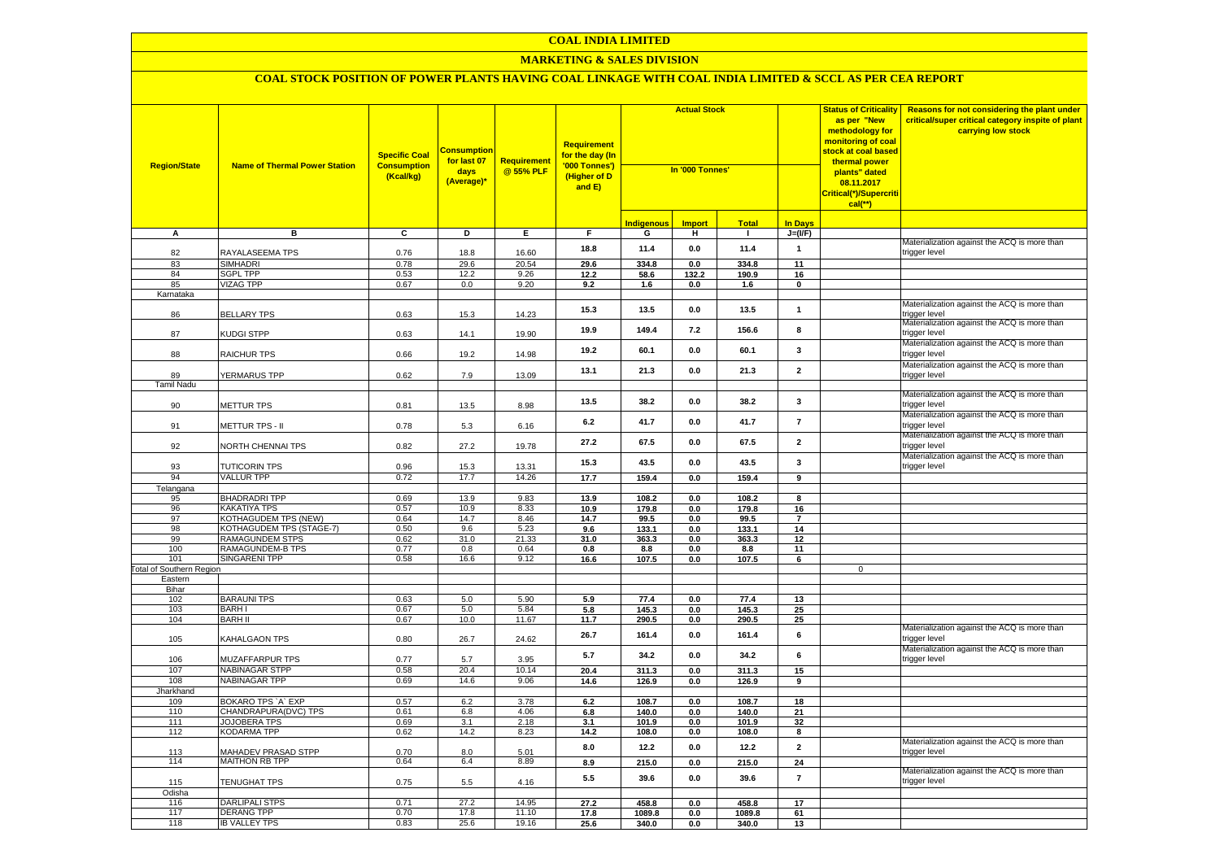# COAL INDIA LIMITED

## MARKETING & SALES DIVISION

### COAL STOCK POSITION OF POWER PLANTS HAVING COAL LINKAGE WITH COAL INDIA LIMITED & SCCL AS PER CEA REPORT

| Region/State | Name of Thermal Power Station | Specific Coal Consumption (Kcal/kg) | Consumption for last 07 days (Average)* | Requirement @ 55% PLF | Requirement for the day (In '000 Tonnes') (Higher of D and E) | Actual Stock In '000 Tonnes' | | | | Status of Criticality as per "New methodology for monitoring of coal stock at coal based thermal power plants" dated 08.11.2017 Critical(*)/Supercritical(**) | Reasons for not considering the plant under critical/super critical category inspite of plant carrying low stock |
|---|---|---|---|---|---|---|---|---|---|---|---|
| | | | | | | Indigenous | Import | Total | In Days | | |
| A | B | C | D | E | F | G | H | I | J=(I/F) | | |
| 82 | RAYALASEEMA TPS | 0.76 | 18.8 | 16.60 | 18.8 | 11.4 | 0.0 | 11.4 | 1 | | Materialization against the ACQ is more than trigger level |
| 83 | SIMHADRI | 0.78 | 29.6 | 20.54 | 29.6 | 334.8 | 0.0 | 334.8 | 11 | | |
| 84 | SGPL TPP | 0.53 | 12.2 | 9.26 | 12.2 | 58.6 | 132.2 | 190.9 | 16 | | |
| 85 | VIZAG TPP | 0.67 | 0.0 | 9.20 | 9.2 | 1.6 | 0.0 | 1.6 | 0 | | |
| Karnataka | | | | | | | | | | | |
| 86 | BELLARY TPS | 0.63 | 15.3 | 14.23 | 15.3 | 13.5 | 0.0 | 13.5 | 1 | | Materialization against the ACQ is more than trigger level |
| 87 | KUDGI STPP | 0.63 | 14.1 | 19.90 | 19.9 | 149.4 | 7.2 | 156.6 | 8 | | Materialization against the ACQ is more than trigger level |
| 88 | RAICHUR TPS | 0.66 | 19.2 | 14.98 | 19.2 | 60.1 | 0.0 | 60.1 | 3 | | Materialization against the ACQ is more than trigger level |
| 89 | YERMARUS TPP | 0.62 | 7.9 | 13.09 | 13.1 | 21.3 | 0.0 | 21.3 | 2 | | Materialization against the ACQ is more than trigger level |
| Tamil Nadu | | | | | | | | | | | |
| 90 | METTUR TPS | 0.81 | 13.5 | 8.98 | 13.5 | 38.2 | 0.0 | 38.2 | 3 | | Materialization against the ACQ is more than trigger level |
| 91 | METTUR TPS - II | 0.78 | 5.3 | 6.16 | 6.2 | 41.7 | 0.0 | 41.7 | 7 | | Materialization against the ACQ is more than trigger level |
| 92 | NORTH CHENNAI TPS | 0.82 | 27.2 | 19.78 | 27.2 | 67.5 | 0.0 | 67.5 | 2 | | Materialization against the ACQ is more than trigger level |
| 93 | TUTICORIN TPS | 0.96 | 15.3 | 13.31 | 15.3 | 43.5 | 0.0 | 43.5 | 3 | | Materialization against the ACQ is more than trigger level |
| 94 | VALLUR TPP | 0.72 | 17.7 | 14.26 | 17.7 | 159.4 | 0.0 | 159.4 | 9 | | |
| Telangana | | | | | | | | | | | |
| 95 | BHADRADRI TPP | 0.69 | 13.9 | 9.83 | 13.9 | 108.2 | 0.0 | 108.2 | 8 | | |
| 96 | KAKATIYA TPS | 0.57 | 10.9 | 8.33 | 10.9 | 179.8 | 0.0 | 179.8 | 16 | | |
| 97 | KOTHAGUDEM TPS (NEW) | 0.64 | 14.7 | 8.46 | 14.7 | 99.5 | 0.0 | 99.5 | 7 | | |
| 98 | KOTHAGUDEM TPS (STAGE-7) | 0.50 | 9.6 | 5.23 | 9.6 | 133.1 | 0.0 | 133.1 | 14 | | |
| 99 | RAMAGUNDEM STPS | 0.62 | 31.0 | 21.33 | 31.0 | 363.3 | 0.0 | 363.3 | 12 | | |
| 100 | RAMAGUNDEM-B TPS | 0.77 | 0.8 | 0.64 | 0.8 | 8.8 | 0.0 | 8.8 | 11 | | |
| 101 | SINGARENI TPP | 0.58 | 16.6 | 9.12 | 16.6 | 107.5 | 0.0 | 107.5 | 6 | | |
| Total of Southern Region | | | | | | | | | | 0 | |
| Eastern | | | | | | | | | | | |
| Bihar | | | | | | | | | | | |
| 102 | BARAUNI TPS | 0.63 | 5.0 | 5.90 | 5.9 | 77.4 | 0.0 | 77.4 | 13 | | |
| 103 | BARH I | 0.67 | 5.0 | 5.84 | 5.8 | 145.3 | 0.0 | 145.3 | 25 | | |
| 104 | BARH II | 0.67 | 10.0 | 11.67 | 11.7 | 290.5 | 0.0 | 290.5 | 25 | | |
| 105 | KAHALGAON TPS | 0.80 | 26.7 | 24.62 | 26.7 | 161.4 | 0.0 | 161.4 | 6 | | Materialization against the ACQ is more than trigger level |
| 106 | MUZAFFARPUR TPS | 0.77 | 5.7 | 3.95 | 5.7 | 34.2 | 0.0 | 34.2 | 6 | | Materialization against the ACQ is more than trigger level |
| 107 | NABINAGAR STPP | 0.58 | 20.4 | 10.14 | 20.4 | 311.3 | 0.0 | 311.3 | 15 | | |
| 108 | NABINAGAR TPP | 0.69 | 14.6 | 9.06 | 14.6 | 126.9 | 0.0 | 126.9 | 9 | | |
| Jharkhand | | | | | | | | | | | |
| 109 | BOKARO TPS `A` EXP | 0.57 | 6.2 | 3.78 | 6.2 | 108.7 | 0.0 | 108.7 | 18 | | |
| 110 | CHANDRAPURA(DVC) TPS | 0.61 | 6.8 | 4.06 | 6.8 | 140.0 | 0.0 | 140.0 | 21 | | |
| 111 | JOJOBERA TPS | 0.69 | 3.1 | 2.18 | 3.1 | 101.9 | 0.0 | 101.9 | 32 | | |
| 112 | KODARMA TPP | 0.62 | 14.2 | 8.23 | 14.2 | 108.0 | 0.0 | 108.0 | 8 | | |
| 113 | MAHADEV PRASAD STPP | 0.70 | 8.0 | 5.01 | 8.0 | 12.2 | 0.0 | 12.2 | 2 | | Materialization against the ACQ is more than trigger level |
| 114 | MAITHON RB TPP | 0.64 | 6.4 | 8.89 | 8.9 | 215.0 | 0.0 | 215.0 | 24 | | |
| 115 | TENUGHAT TPS | 0.75 | 5.5 | 4.16 | 5.5 | 39.6 | 0.0 | 39.6 | 7 | | Materialization against the ACQ is more than trigger level |
| Odisha | | | | | | | | | | | |
| 116 | DARLIPALI STPS | 0.71 | 27.2 | 14.95 | 27.2 | 458.8 | 0.0 | 458.8 | 17 | | |
| 117 | DERANG TPP | 0.70 | 17.8 | 11.10 | 17.8 | 1089.8 | 0.0 | 1089.8 | 61 | | |
| 118 | IB VALLEY TPS | 0.83 | 25.6 | 19.16 | 25.6 | 340.0 | 0.0 | 340.0 | 13 | | |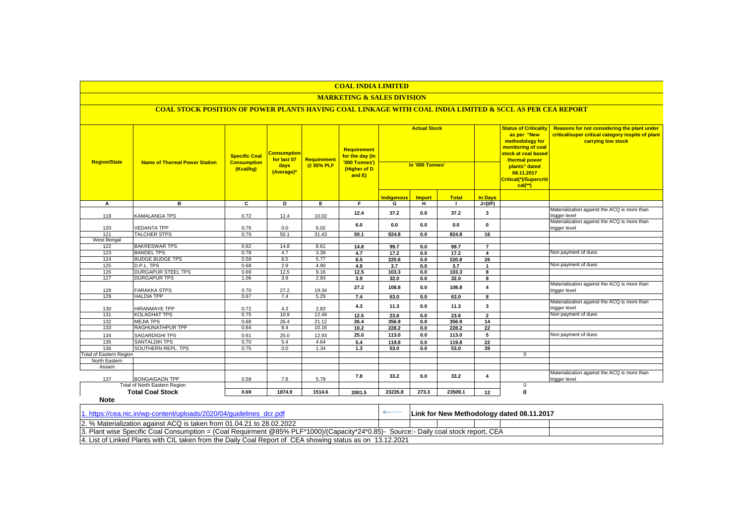# COAL INDIA LIMITED

## MARKETING & SALES DIVISION

### COAL STOCK POSITION OF POWER PLANTS HAVING COAL LINKAGE WITH COAL INDIA LIMITED & SCCL AS PER CEA REPORT

| Region/State | Name of Thermal Power Station | Specific Coal Consumption (Kcal/kg) | Consumption for last 07 days (Average)* | Requirement @ 55% PLF | Requirement for the day (In '000 Tonnes') (Higher of D and E) | Actual Stock In '000 Tonnes' | | | | Status of Criticality as per "New methodology for monitoring of coal stock at coal based thermal power plants" dated 08.11.2017 Critical(*)/Supercritical(**) | Reasons for not considering the plant under critical/super critical category inspite of plant carrying low stock |
|---|---|---|---|---|---|---|---|---|---|---|---|
| | | | | | | Indigenous | Import | Total | In Days | | |
| A | B | C | D | E | F | G | H | I | J=(I/F) | | |
| 119 | KAMALANGA TPS | 0.72 | 12.4 | 10.02 | 12.4 | 37.2 | 0.0 | 37.2 | 3 | | Materialization against the ACQ is more than trigger level |
| 120 | VEDANTA TPP | 0.76 | 0.0 | 6.02 | 6.0 | 0.0 | 0.0 | 0.0 | 0 | | Materialization against the ACQ is more than trigger level |
| 121 | TALCHER STPS | 0.79 | 50.1 | 31.43 | 50.1 | 824.8 | 0.0 | 824.8 | 16 | | |
| West Bengal | | | | | | | | | | | |
| 122 | BAKRESWAR TPS | 0.62 | 14.8 | 8.61 | 14.8 | 99.7 | 0.0 | 99.7 | 7 | | |
| 123 | BANDEL TPS | 0.78 | 4.7 | 3.39 | 4.7 | 17.2 | 0.0 | 17.2 | 4 | | Non payment of dues |
| 124 | BUDGE BUDGE TPS | 0.58 | 8.5 | 5.77 | 8.5 | 220.8 | 0.0 | 220.8 | 26 | | |
| 125 | D.P.L. TPS | 0.68 | 2.9 | 4.90 | 4.9 | 3.7 | 0.0 | 3.7 | 1 | | Non payment of dues |
| 126 | DURGAPUR STEEL TPS | 0.69 | 12.5 | 9.16 | 12.5 | 103.3 | 0.0 | 103.3 | 8 | | |
| 127 | DURGAPUR TPS | 1.06 | 3.9 | 2.93 | 3.9 | 32.0 | 0.0 | 32.0 | 8 | | |
| 128 | FARAKKA STPS | 0.70 | 27.2 | 19.34 | 27.2 | 108.8 | 0.0 | 108.8 | 4 | | Materialization against the ACQ is more than trigger level |
| 129 | HALDIA TPP | 0.67 | 7.4 | 5.29 | 7.4 | 63.0 | 0.0 | 63.0 | 8 | | |
| 130 | HIRANMAYE TPP | 0.72 | 4.3 | 2.83 | 4.3 | 11.3 | 0.0 | 11.3 | 3 | | Materialization against the ACQ is more than trigger level |
| 131 | KOLAGHAT TPS | 0.75 | 10.9 | 12.49 | 12.5 | 23.6 | 0.0 | 23.6 | 2 | | Non payment of dues |
| 132 | MEJIA TPS | 0.68 | 26.4 | 21.12 | 26.4 | 356.9 | 0.0 | 356.9 | 14 | | |
| 133 | RAGHUNATHPUR TPP | 0.64 | 8.4 | 10.16 | 10.2 | 228.2 | 0.0 | 228.2 | 22 | | |
| 134 | SAGARDIGHI TPS | 0.61 | 25.0 | 12.93 | 25.0 | 113.0 | 0.0 | 113.0 | 5 | | Non payment of dues |
| 135 | SANTALDIH TPS | 0.70 | 5.4 | 4.64 | 5.4 | 119.8 | 0.0 | 119.8 | 22 | | |
| 136 | SOUTHERN REPL. TPS | 0.75 | 0.0 | 1.34 | 1.3 | 53.0 | 0.0 | 53.0 | 39 | | |
| Total of Eastern Region | | | | | | | | | | 0 | |
| North Eastern | | | | | | | | | | | |
| Assam | | | | | | | | | | | |
| 137 | BONGAIGAON TPP | 0.58 | 7.8 | 5.79 | 7.8 | 33.2 | 0.0 | 33.2 | 4 | | Materialization against the ACQ is more than trigger level |
| Total of North Eastern Region | | | | | | | | | | 0 | |
| Total Coal Stock | | 0.69 | 1874.9 | 1514.6 | 2001.5 | 23235.8 | 273.3 | 23509.1 | 12 | 0 | |

**Note**

1. https://cea.nic.in/wp-content/uploads/2020/04/guidelines_dcr.pdf ⟵ **Link for New Methodology dated 08.11.2017**
2. % Materialization against ACQ is taken from 01.04.21 to 28.02.2022
3. Plant wise Specific Coal Consumption = (Coal Requirment @85% PLF*1000)/(Capacity*24*0.85)- Source:- Daily coal stock report, CEA
4. List of Linked Plants with CIL taken from the Daily Coal Report of CEA showing status as on 13.12.2021